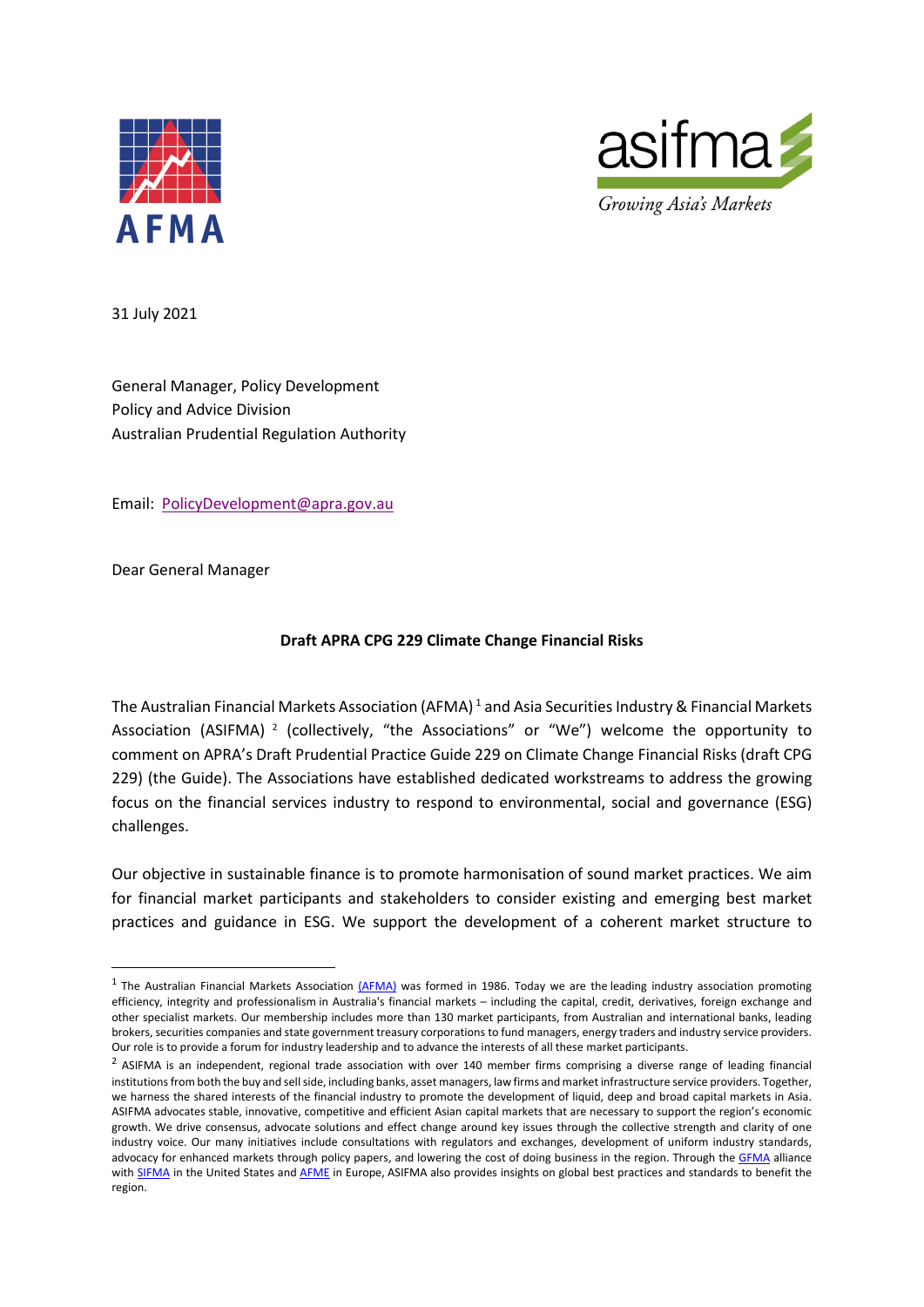31 July 2021

General Manager, Policy Development
Policy and Advice Division
Australian Prudential Regulation Authority

Email: PolicyDevelopment@apra.gov.au

Dear General Manager

**Draft APRA CPG 229 Climate Change Financial Risks**

The Australian Financial Markets Association (AFMA) [1] and Asia Securities Industry & Financial Markets Association (ASIFMA) [2] (collectively, "the Associations" or "We") welcome the opportunity to comment on APRA's Draft Prudential Practice Guide 229 on Climate Change Financial Risks (draft CPG 229) (the Guide). The Associations have established dedicated workstreams to address the growing focus on the financial services industry to respond to environmental, social and governance (ESG) challenges.

Our objective in sustainable finance is to promote harmonisation of sound market practices. We aim for financial market participants and stakeholders to consider existing and emerging best market practices and guidance in ESG. We support the development of a coherent market structure to

---

[1] The Australian Financial Markets Association (AFMA) was formed in 1986. Today we are the leading industry association promoting efficiency, integrity and professionalism in Australia's financial markets – including the capital, credit, derivatives, foreign exchange and other specialist markets. Our membership includes more than 130 market participants, from Australian and international banks, leading brokers, securities companies and state government treasury corporations to fund managers, energy traders and industry service providers. Our role is to provide a forum for industry leadership and to advance the interests of all these market participants.

[2] ASIFMA is an independent, regional trade association with over 140 member firms comprising a diverse range of leading financial institutions from both the buy and sell side, including banks, asset managers, law firms and market infrastructure service providers. Together, we harness the shared interests of the financial industry to promote the development of liquid, deep and broad capital markets in Asia. ASIFMA advocates stable, innovative, competitive and efficient Asian capital markets that are necessary to support the region's economic growth. We drive consensus, advocate solutions and effect change around key issues through the collective strength and clarity of one industry voice. Our many initiatives include consultations with regulators and exchanges, development of uniform industry standards, advocacy for enhanced markets through policy papers, and lowering the cost of doing business in the region. Through the GFMA alliance with SIFMA in the United States and AFME in Europe, ASIFMA also provides insights on global best practices and standards to benefit the region.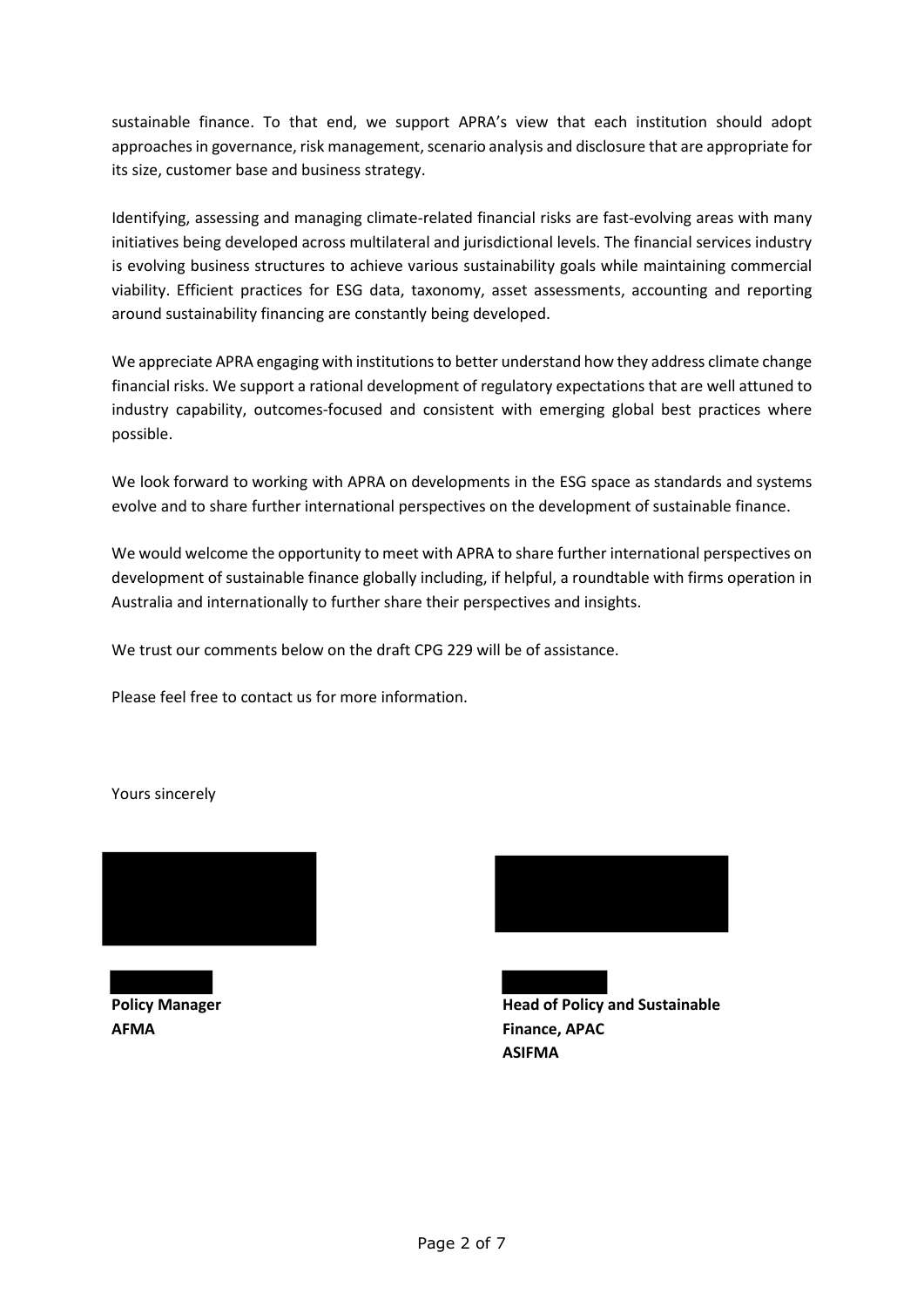sustainable finance. To that end, we support APRA's view that each institution should adopt approaches in governance, risk management, scenario analysis and disclosure that are appropriate for its size, customer base and business strategy.

Identifying, assessing and managing climate-related financial risks are fast-evolving areas with many initiatives being developed across multilateral and jurisdictional levels. The financial services industry is evolving business structures to achieve various sustainability goals while maintaining commercial viability. Efficient practices for ESG data, taxonomy, asset assessments, accounting and reporting around sustainability financing are constantly being developed.

We appreciate APRA engaging with institutions to better understand how they address climate change financial risks. We support a rational development of regulatory expectations that are well attuned to industry capability, outcomes-focused and consistent with emerging global best practices where possible.

We look forward to working with APRA on developments in the ESG space as standards and systems evolve and to share further international perspectives on the development of sustainable finance.

We would welcome the opportunity to meet with APRA to share further international perspectives on development of sustainable finance globally including, if helpful, a roundtable with firms operation in Australia and internationally to further share their perspectives and insights.

We trust our comments below on the draft CPG 229 will be of assistance.

Please feel free to contact us for more information.

Yours sincerely

**Policy Manager**
**AFMA**

**Head of Policy and Sustainable Finance, APAC**
**ASIFMA**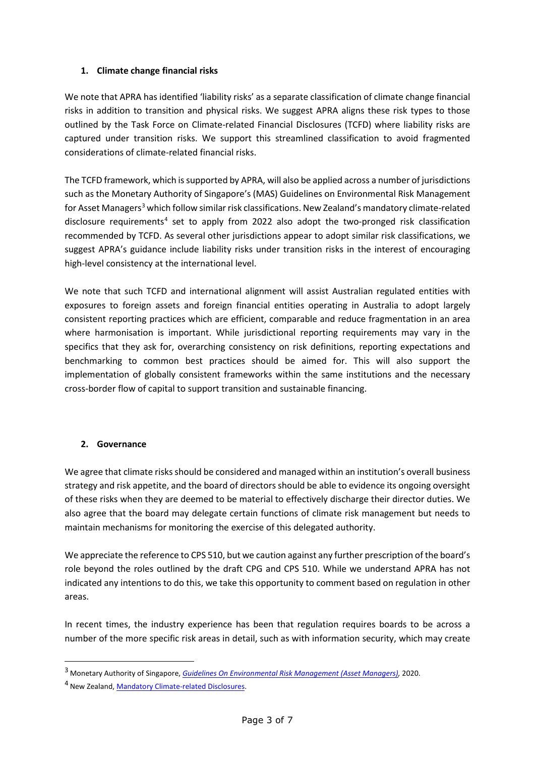## 1. Climate change financial risks

We note that APRA has identified 'liability risks' as a separate classification of climate change financial risks in addition to transition and physical risks. We suggest APRA aligns these risk types to those outlined by the Task Force on Climate-related Financial Disclosures (TCFD) where liability risks are captured under transition risks. We support this streamlined classification to avoid fragmented considerations of climate-related financial risks.

The TCFD framework, which is supported by APRA, will also be applied across a number of jurisdictions such as the Monetary Authority of Singapore's (MAS) Guidelines on Environmental Risk Management for Asset Managers[3] which follow similar risk classifications. New Zealand's mandatory climate-related disclosure requirements[4] set to apply from 2022 also adopt the two-pronged risk classification recommended by TCFD. As several other jurisdictions appear to adopt similar risk classifications, we suggest APRA's guidance include liability risks under transition risks in the interest of encouraging high-level consistency at the international level.

We note that such TCFD and international alignment will assist Australian regulated entities with exposures to foreign assets and foreign financial entities operating in Australia to adopt largely consistent reporting practices which are efficient, comparable and reduce fragmentation in an area where harmonisation is important. While jurisdictional reporting requirements may vary in the specifics that they ask for, overarching consistency on risk definitions, reporting expectations and benchmarking to common best practices should be aimed for. This will also support the implementation of globally consistent frameworks within the same institutions and the necessary cross-border flow of capital to support transition and sustainable financing.

## 2. Governance

We agree that climate risks should be considered and managed within an institution's overall business strategy and risk appetite, and the board of directors should be able to evidence its ongoing oversight of these risks when they are deemed to be material to effectively discharge their director duties. We also agree that the board may delegate certain functions of climate risk management but needs to maintain mechanisms for monitoring the exercise of this delegated authority.

We appreciate the reference to CPS 510, but we caution against any further prescription of the board's role beyond the roles outlined by the draft CPG and CPS 510. While we understand APRA has not indicated any intentions to do this, we take this opportunity to comment based on regulation in other areas.

In recent times, the industry experience has been that regulation requires boards to be across a number of the more specific risk areas in detail, such as with information security, which may create

---

[3] Monetary Authority of Singapore, *Guidelines On Environmental Risk Management (Asset Managers)*, 2020.

[4] New Zealand, Mandatory Climate-related Disclosures.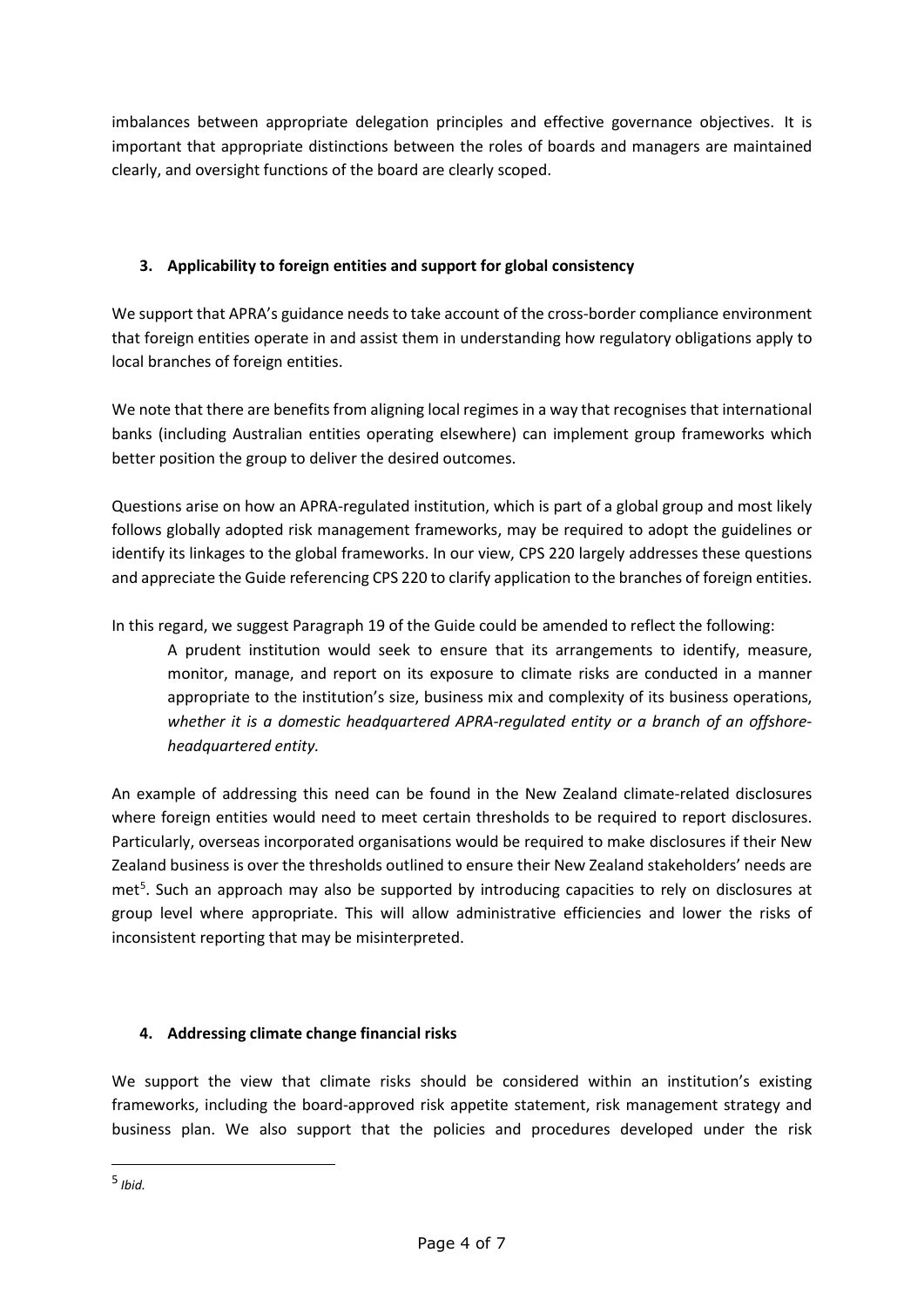imbalances between appropriate delegation principles and effective governance objectives. It is important that appropriate distinctions between the roles of boards and managers are maintained clearly, and oversight functions of the board are clearly scoped.

### 3. Applicability to foreign entities and support for global consistency

We support that APRA's guidance needs to take account of the cross-border compliance environment that foreign entities operate in and assist them in understanding how regulatory obligations apply to local branches of foreign entities.

We note that there are benefits from aligning local regimes in a way that recognises that international banks (including Australian entities operating elsewhere) can implement group frameworks which better position the group to deliver the desired outcomes.

Questions arise on how an APRA-regulated institution, which is part of a global group and most likely follows globally adopted risk management frameworks, may be required to adopt the guidelines or identify its linkages to the global frameworks. In our view, CPS 220 largely addresses these questions and appreciate the Guide referencing CPS 220 to clarify application to the branches of foreign entities.

In this regard, we suggest Paragraph 19 of the Guide could be amended to reflect the following:

> A prudent institution would seek to ensure that its arrangements to identify, measure, monitor, manage, and report on its exposure to climate risks are conducted in a manner appropriate to the institution's size, business mix and complexity of its business operations, *whether it is a domestic headquartered APRA-regulated entity or a branch of an offshore-headquartered entity.*

An example of addressing this need can be found in the New Zealand climate-related disclosures where foreign entities would need to meet certain thresholds to be required to report disclosures. Particularly, overseas incorporated organisations would be required to make disclosures if their New Zealand business is over the thresholds outlined to ensure their New Zealand stakeholders' needs are met[5]. Such an approach may also be supported by introducing capacities to rely on disclosures at group level where appropriate. This will allow administrative efficiencies and lower the risks of inconsistent reporting that may be misinterpreted.

### 4. Addressing climate change financial risks

We support the view that climate risks should be considered within an institution's existing frameworks, including the board-approved risk appetite statement, risk management strategy and business plan. We also support that the policies and procedures developed under the risk

---

[5] *Ibid.*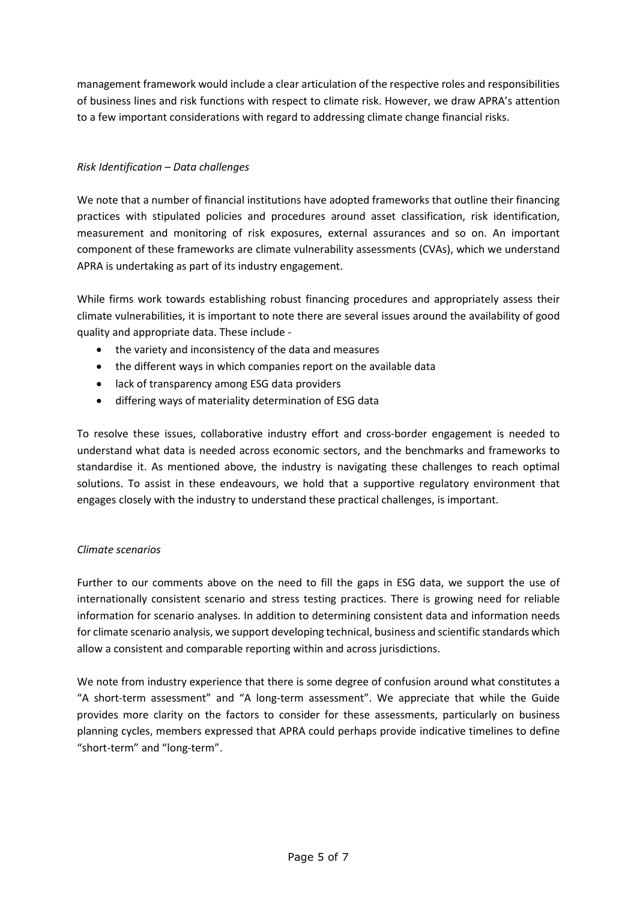management framework would include a clear articulation of the respective roles and responsibilities of business lines and risk functions with respect to climate risk. However, we draw APRA's attention to a few important considerations with regard to addressing climate change financial risks.

*Risk Identification – Data challenges*

We note that a number of financial institutions have adopted frameworks that outline their financing practices with stipulated policies and procedures around asset classification, risk identification, measurement and monitoring of risk exposures, external assurances and so on. An important component of these frameworks are climate vulnerability assessments (CVAs), which we understand APRA is undertaking as part of its industry engagement.

While firms work towards establishing robust financing procedures and appropriately assess their climate vulnerabilities, it is important to note there are several issues around the availability of good quality and appropriate data. These include -

- the variety and inconsistency of the data and measures
- the different ways in which companies report on the available data
- lack of transparency among ESG data providers
- differing ways of materiality determination of ESG data

To resolve these issues, collaborative industry effort and cross-border engagement is needed to understand what data is needed across economic sectors, and the benchmarks and frameworks to standardise it. As mentioned above, the industry is navigating these challenges to reach optimal solutions. To assist in these endeavours, we hold that a supportive regulatory environment that engages closely with the industry to understand these practical challenges, is important.

*Climate scenarios*

Further to our comments above on the need to fill the gaps in ESG data, we support the use of internationally consistent scenario and stress testing practices. There is growing need for reliable information for scenario analyses. In addition to determining consistent data and information needs for climate scenario analysis, we support developing technical, business and scientific standards which allow a consistent and comparable reporting within and across jurisdictions.

We note from industry experience that there is some degree of confusion around what constitutes a "A short-term assessment" and "A long-term assessment". We appreciate that while the Guide provides more clarity on the factors to consider for these assessments, particularly on business planning cycles, members expressed that APRA could perhaps provide indicative timelines to define "short-term" and "long-term".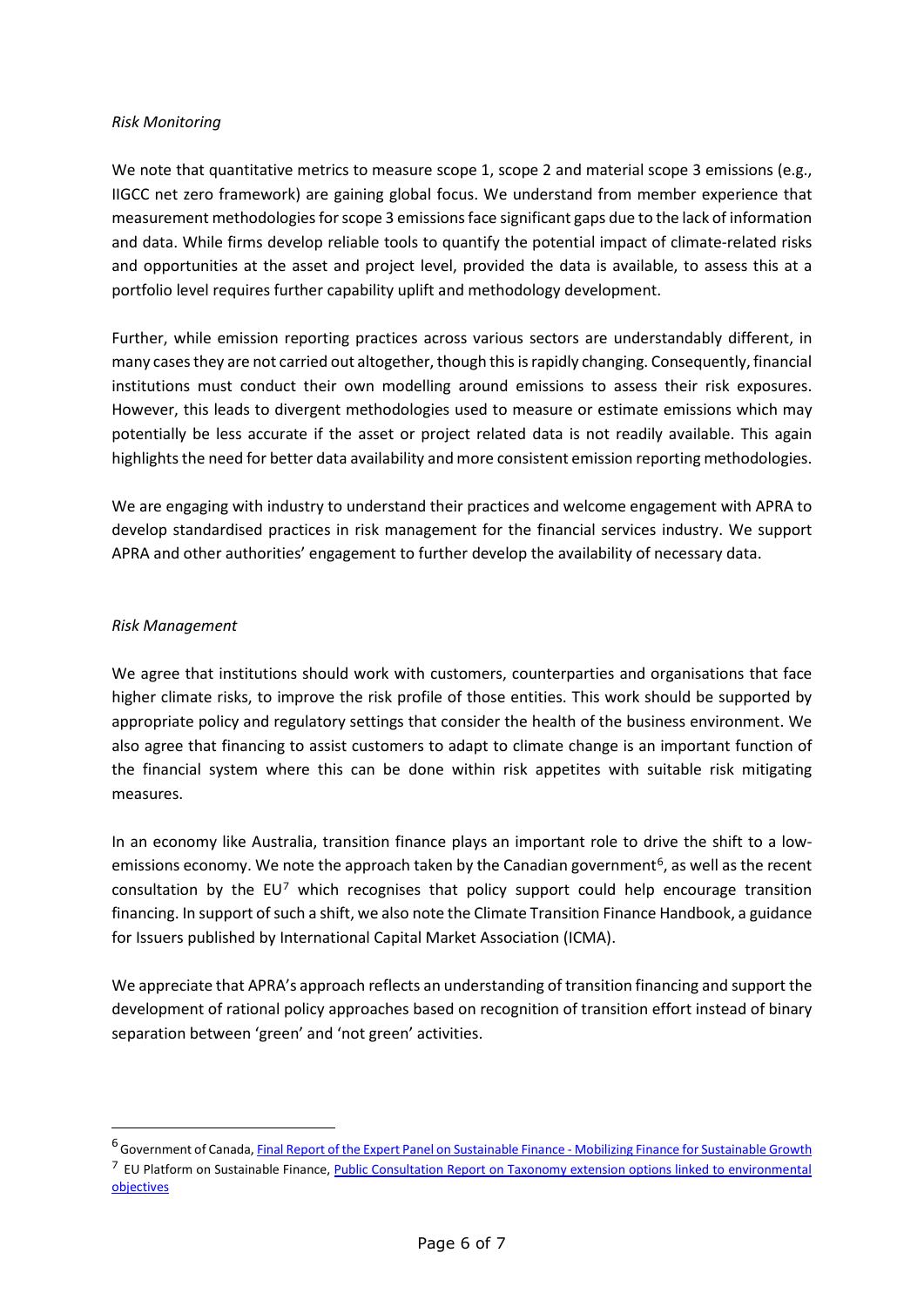*Risk Monitoring*

We note that quantitative metrics to measure scope 1, scope 2 and material scope 3 emissions (e.g., IIGCC net zero framework) are gaining global focus. We understand from member experience that measurement methodologies for scope 3 emissions face significant gaps due to the lack of information and data. While firms develop reliable tools to quantify the potential impact of climate-related risks and opportunities at the asset and project level, provided the data is available, to assess this at a portfolio level requires further capability uplift and methodology development.

Further, while emission reporting practices across various sectors are understandably different, in many cases they are not carried out altogether, though this is rapidly changing. Consequently, financial institutions must conduct their own modelling around emissions to assess their risk exposures. However, this leads to divergent methodologies used to measure or estimate emissions which may potentially be less accurate if the asset or project related data is not readily available. This again highlights the need for better data availability and more consistent emission reporting methodologies.

We are engaging with industry to understand their practices and welcome engagement with APRA to develop standardised practices in risk management for the financial services industry. We support APRA and other authorities' engagement to further develop the availability of necessary data.

*Risk Management*

We agree that institutions should work with customers, counterparties and organisations that face higher climate risks, to improve the risk profile of those entities. This work should be supported by appropriate policy and regulatory settings that consider the health of the business environment. We also agree that financing to assist customers to adapt to climate change is an important function of the financial system where this can be done within risk appetites with suitable risk mitigating measures.

In an economy like Australia, transition finance plays an important role to drive the shift to a low-emissions economy. We note the approach taken by the Canadian government[6], as well as the recent consultation by the EU[7] which recognises that policy support could help encourage transition financing. In support of such a shift, we also note the Climate Transition Finance Handbook, a guidance for Issuers published by International Capital Market Association (ICMA).

We appreciate that APRA's approach reflects an understanding of transition financing and support the development of rational policy approaches based on recognition of transition effort instead of binary separation between 'green' and 'not green' activities.

---

[6] Government of Canada, Final Report of the Expert Panel on Sustainable Finance - Mobilizing Finance for Sustainable Growth

[7] EU Platform on Sustainable Finance, Public Consultation Report on Taxonomy extension options linked to environmental objectives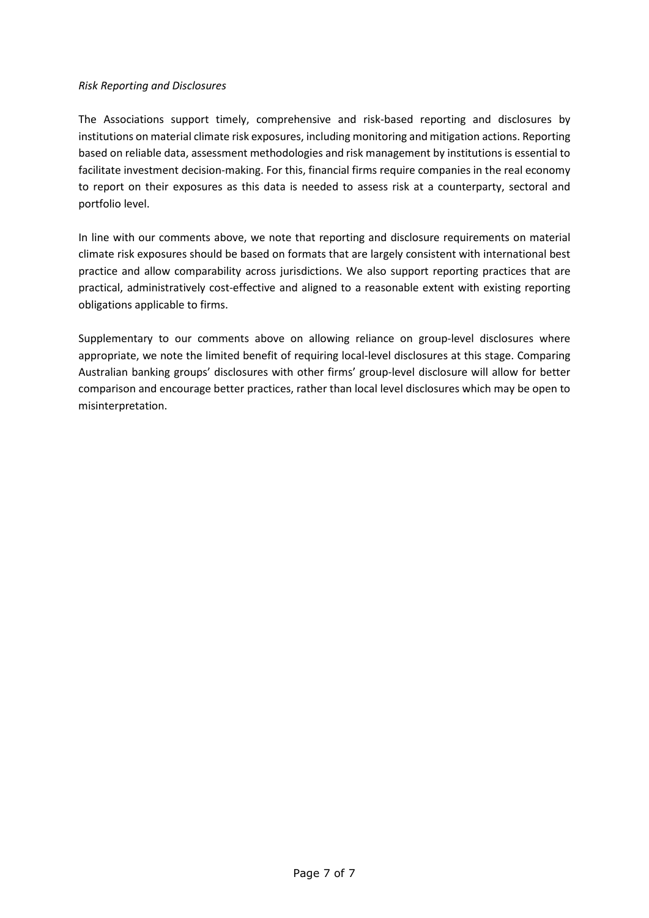*Risk Reporting and Disclosures*

The Associations support timely, comprehensive and risk-based reporting and disclosures by institutions on material climate risk exposures, including monitoring and mitigation actions. Reporting based on reliable data, assessment methodologies and risk management by institutions is essential to facilitate investment decision-making. For this, financial firms require companies in the real economy to report on their exposures as this data is needed to assess risk at a counterparty, sectoral and portfolio level.

In line with our comments above, we note that reporting and disclosure requirements on material climate risk exposures should be based on formats that are largely consistent with international best practice and allow comparability across jurisdictions. We also support reporting practices that are practical, administratively cost-effective and aligned to a reasonable extent with existing reporting obligations applicable to firms.

Supplementary to our comments above on allowing reliance on group-level disclosures where appropriate, we note the limited benefit of requiring local-level disclosures at this stage. Comparing Australian banking groups' disclosures with other firms' group-level disclosure will allow for better comparison and encourage better practices, rather than local level disclosures which may be open to misinterpretation.